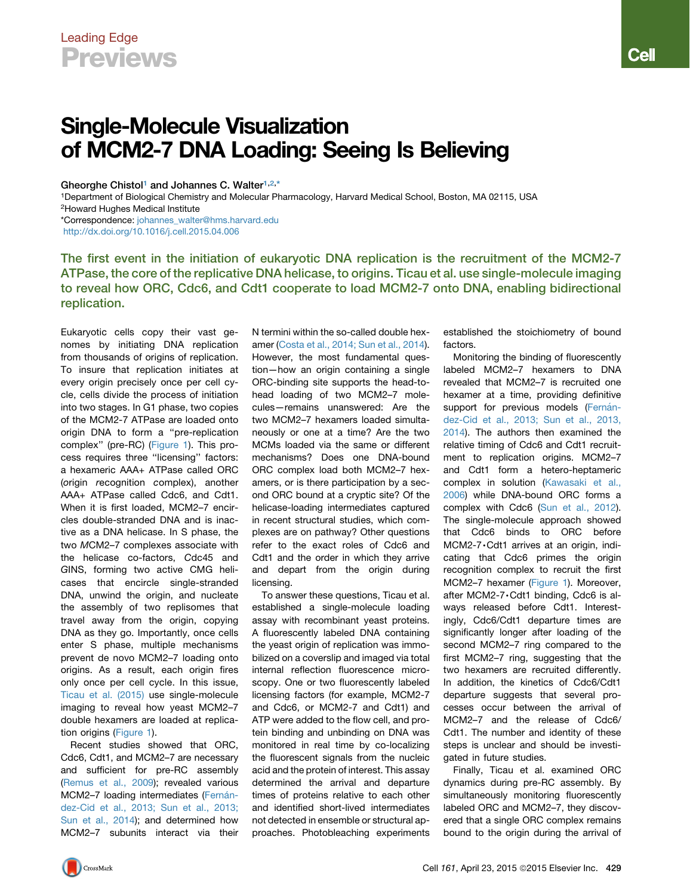# Single-Molecule Visualization of MCM2-7 DNA Loading: Seeing Is Believing

Gheorghe Chistol[1] and Johannes C. Walter[1,2,*]

[1]Department of Biological Chemistry and Molecular Pharmacology, Harvard Medical School, Boston, MA 02115, USA

[2]Howard Hughes Medical Institute

*Correspondence: johannes_walter@hms.harvard.edu

http://dx.doi.org/10.1016/j.cell.2015.04.006

**The first event in the initiation of eukaryotic DNA replication is the recruitment of the MCM2-7 ATPase, the core of the replicative DNA helicase, to origins. Ticau et al. use single-molecule imaging to reveal how ORC, Cdc6, and Cdt1 cooperate to load MCM2-7 onto DNA, enabling bidirectional replication.**

Eukaryotic cells copy their vast genomes by initiating DNA replication from thousands of origins of replication. To insure that replication initiates at every origin precisely once per cell cycle, cells divide the process of initiation into two stages. In G1 phase, two copies of the MCM2-7 ATPase are loaded onto origin DNA to form a "pre-replication complex" (pre-RC) (Figure 1). This process requires three "licensing" factors: a hexameric AAA+ ATPase called ORC (*o*rigin *r*ecognition *c*omplex), another AAA+ ATPase called Cdc6, and Cdt1. When it is first loaded, MCM2–7 encircles double-stranded DNA and is inactive as a DNA helicase. In S phase, the two *M*CM2–7 complexes associate with the helicase co-factors, *C*dc45 and *G*INS, forming two active CMG helicases that encircle single-stranded DNA, unwind the origin, and nucleate the assembly of two replisomes that travel away from the origin, copying DNA as they go. Importantly, once cells enter S phase, multiple mechanisms prevent de novo MCM2–7 loading onto origins. As a result, each origin fires only once per cell cycle. In this issue, Ticau et al. (2015) use single-molecule imaging to reveal how yeast MCM2–7 double hexamers are loaded at replication origins (Figure 1).

Recent studies showed that ORC, Cdc6, Cdt1, and MCM2–7 are necessary and sufficient for pre-RC assembly (Remus et al., 2009); revealed various MCM2–7 loading intermediates (Fernández-Cid et al., 2013; Sun et al., 2013; Sun et al., 2014); and determined how MCM2–7 subunits interact via their N termini within the so-called double hexamer (Costa et al., 2014; Sun et al., 2014). However, the most fundamental question—how an origin containing a single ORC-binding site supports the head-to-head loading of two MCM2–7 molecules—remains unanswered: Are the two MCM2–7 hexamers loaded simultaneously or one at a time? Are the two MCMs loaded via the same or different mechanisms? Does one DNA-bound ORC complex load both MCM2–7 hexamers, or is there participation by a second ORC bound at a cryptic site? Of the helicase-loading intermediates captured in recent structural studies, which complexes are on pathway? Other questions refer to the exact roles of Cdc6 and Cdt1 and the order in which they arrive and depart from the origin during licensing.

To answer these questions, Ticau et al. established a single-molecule loading assay with recombinant yeast proteins. A fluorescently labeled DNA containing the yeast origin of replication was immobilized on a coverslip and imaged via total internal reflection fluorescence microscopy. One or two fluorescently labeled licensing factors (for example, MCM2-7 and Cdc6, or MCM2-7 and Cdt1) and ATP were added to the flow cell, and protein binding and unbinding on DNA was monitored in real time by co-localizing the fluorescent signals from the nucleic acid and the protein of interest. This assay determined the arrival and departure times of proteins relative to each other and identified short-lived intermediates not detected in ensemble or structural approaches. Photobleaching experiments established the stoichiometry of bound factors.

Monitoring the binding of fluorescently labeled MCM2–7 hexamers to DNA revealed that MCM2–7 is recruited one hexamer at a time, providing definitive support for previous models (Fernández-Cid et al., 2013; Sun et al., 2013, 2014). The authors then examined the relative timing of Cdc6 and Cdt1 recruitment to replication origins. MCM2–7 and Cdt1 form a hetero-heptameric complex in solution (Kawasaki et al., 2006) while DNA-bound ORC forms a complex with Cdc6 (Sun et al., 2012). The single-molecule approach showed that Cdc6 binds to ORC before MCM2-7•Cdt1 arrives at an origin, indicating that Cdc6 primes the origin recognition complex to recruit the first MCM2–7 hexamer (Figure 1). Moreover, after MCM2-7•Cdt1 binding, Cdc6 is always released before Cdt1. Interestingly, Cdc6/Cdt1 departure times are significantly longer after loading of the second MCM2–7 ring compared to the first MCM2–7 ring, suggesting that the two hexamers are recruited differently. In addition, the kinetics of Cdc6/Cdt1 departure suggests that several processes occur between the arrival of MCM2–7 and the release of Cdc6/Cdt1. The number and identity of these steps is unclear and should be investigated in future studies.

Finally, Ticau et al. examined ORC dynamics during pre-RC assembly. By simultaneously monitoring fluorescently labeled ORC and MCM2–7, they discovered that a single ORC complex remains bound to the origin during the arrival of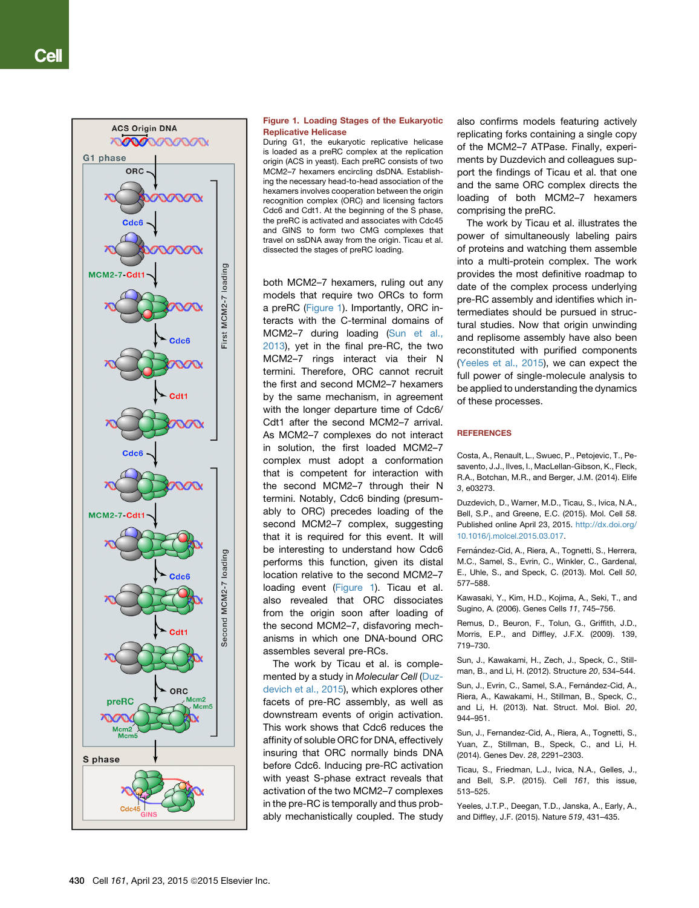ACS Origin DNA

G1 phase

ORC

Cdc6

MCM2-7-Cdt1

Cdc6

Cdt1

Cdc6

MCM2-7-Cdt1

Cdc6

Cdt1

ORC

preRC

Mcm2

Mcm5

Mcm2

Mcm5

First MCM2-7 loading

Second MCM2-7 loading

S phase

Cdc45

GINS

**Figure 1. Loading Stages of the Eukaryotic Replicative Helicase**

During G1, the eukaryotic replicative helicase is loaded as a preRC complex at the replication origin (ACS in yeast). Each preRC consists of two MCM2–7 hexamers encircling dsDNA. Establishing the necessary head-to-head association of the hexamers involves cooperation between the origin recognition complex (ORC) and licensing factors Cdc6 and Cdt1. At the beginning of the S phase, the preRC is activated and associates with Cdc45 and GINS to form two CMG complexes that travel on ssDNA away from the origin. Ticau et al. dissected the stages of preRC loading.

both MCM2–7 hexamers, ruling out any models that require two ORCs to form a preRC (Figure 1). Importantly, ORC interacts with the C-terminal domains of MCM2–7 during loading (Sun et al., 2013), yet in the final pre-RC, the two MCM2–7 rings interact via their N termini. Therefore, ORC cannot recruit the first and second MCM2–7 hexamers by the same mechanism, in agreement with the longer departure time of Cdc6/Cdt1 after the second MCM2–7 arrival. As MCM2–7 complexes do not interact in solution, the first loaded MCM2–7 complex must adopt a conformation that is competent for interaction with the second MCM2–7 through their N termini. Notably, Cdc6 binding (presumably to ORC) precedes loading of the second MCM2–7 complex, suggesting that it is required for this event. It will be interesting to understand how Cdc6 performs this function, given its distal location relative to the second MCM2–7 loading event (Figure 1). Ticau et al. also revealed that ORC dissociates from the origin soon after loading of the second MCM2–7, disfavoring mechanisms in which one DNA-bound ORC assembles several pre-RCs.

The work by Ticau et al. is complemented by a study in *Molecular Cell* (Duzdevich et al., 2015), which explores other facets of pre-RC assembly, as well as downstream events of origin activation. This work shows that Cdc6 reduces the affinity of soluble ORC for DNA, effectively insuring that ORC normally binds DNA before Cdc6. Inducing pre-RC activation with yeast S-phase extract reveals that activation of the two MCM2–7 complexes in the pre-RC is temporally and thus probably mechanistically coupled. The study also confirms models featuring actively replicating forks containing a single copy of the MCM2–7 ATPase. Finally, experiments by Duzdevich and colleagues support the findings of Ticau et al. that one and the same ORC complex directs the loading of both MCM2–7 hexamers comprising the preRC.

The work by Ticau et al. illustrates the power of simultaneously labeling pairs of proteins and watching them assemble into a multi-protein complex. The work provides the most definitive roadmap to date of the complex process underlying pre-RC assembly and identifies which intermediates should be pursued in structural studies. Now that origin unwinding and replisome assembly have also been reconstituted with purified components (Yeeles et al., 2015), we can expect the full power of single-molecule analysis to be applied to understanding the dynamics of these processes.

## REFERENCES

Costa, A., Renault, L., Swuec, P., Petojevic, T., Pesavento, J.J., Ilves, I., MacLellan-Gibson, K., Fleck, R.A., Botchan, M.R., and Berger, J.M. (2014). Elife *3*, e03273.

Duzdevich, D., Warner, M.D., Ticau, S., Ivica, N.A., Bell, S.P., and Greene, E.C. (2015). Mol. Cell *58*. Published online April 23, 2015. http://dx.doi.org/10.1016/j.molcel.2015.03.017.

Fernández-Cid, A., Riera, A., Tognetti, S., Herrera, M.C., Samel, S., Evrin, C., Winkler, C., Gardenal, E., Uhle, S., and Speck, C. (2013). Mol. Cell *50*, 577–588.

Kawasaki, Y., Kim, H.D., Kojima, A., Seki, T., and Sugino, A. (2006). Genes Cells *11*, 745–756.

Remus, D., Beuron, F., Tolun, G., Griffith, J.D., Morris, E.P., and Diffley, J.F.X. (2009). 139, 719–730.

Sun, J., Kawakami, H., Zech, J., Speck, C., Stillman, B., and Li, H. (2012). Structure *20*, 534–544.

Sun, J., Evrin, C., Samel, S.A., Fernández-Cid, A., Riera, A., Kawakami, H., Stillman, B., Speck, C., and Li, H. (2013). Nat. Struct. Mol. Biol. *20*, 944–951.

Sun, J., Fernandez-Cid, A., Riera, A., Tognetti, S., Yuan, Z., Stillman, B., Speck, C., and Li, H. (2014). Genes Dev. *28*, 2291–2303.

Ticau, S., Friedman, L.J., Ivica, N.A., Gelles, J., and Bell, S.P. (2015). Cell *161*, this issue, 513–525.

Yeeles, J.T.P., Deegan, T.D., Janska, A., Early, A., and Diffley, J.F. (2015). Nature *519*, 431–435.